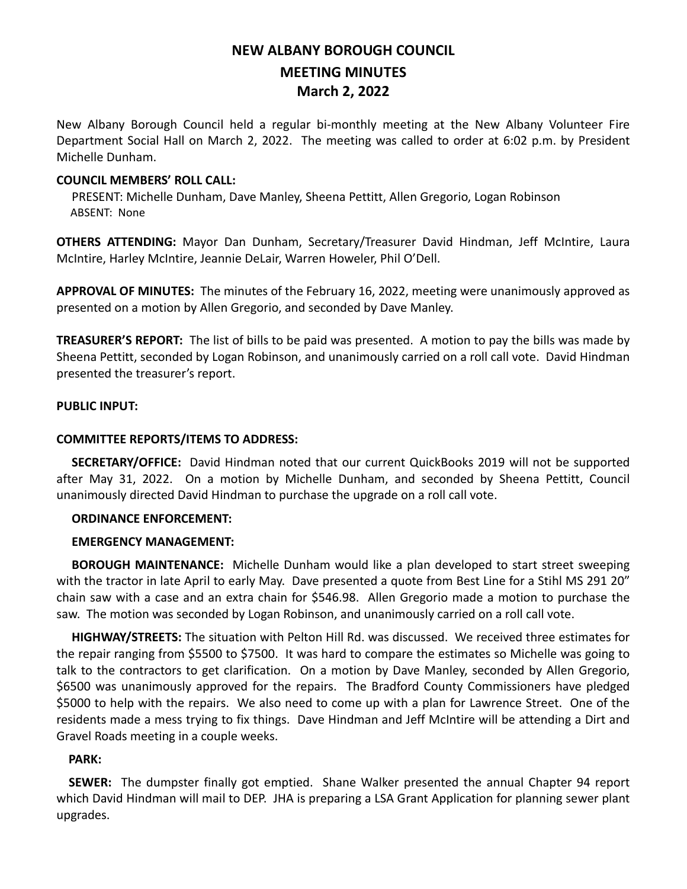# NEW ALBANY BOROUGH COUNCIL
## MEETING MINUTES
## March 2, 2022

New Albany Borough Council held a regular bi-monthly meeting at the New Albany Volunteer Fire Department Social Hall on March 2, 2022. The meeting was called to order at 6:02 p.m. by President Michelle Dunham.

**COUNCIL MEMBERS' ROLL CALL:**

PRESENT: Michelle Dunham, Dave Manley, Sheena Pettitt, Allen Gregorio, Logan Robinson
ABSENT: None

**OTHERS ATTENDING:** Mayor Dan Dunham, Secretary/Treasurer David Hindman, Jeff McIntire, Laura McIntire, Harley McIntire, Jeannie DeLair, Warren Howeler, Phil O'Dell.

**APPROVAL OF MINUTES:** The minutes of the February 16, 2022, meeting were unanimously approved as presented on a motion by Allen Gregorio, and seconded by Dave Manley.

**TREASURER'S REPORT:** The list of bills to be paid was presented. A motion to pay the bills was made by Sheena Pettitt, seconded by Logan Robinson, and unanimously carried on a roll call vote. David Hindman presented the treasurer's report.

**PUBLIC INPUT:**

**COMMITTEE REPORTS/ITEMS TO ADDRESS:**

**SECRETARY/OFFICE:** David Hindman noted that our current QuickBooks 2019 will not be supported after May 31, 2022. On a motion by Michelle Dunham, and seconded by Sheena Pettitt, Council unanimously directed David Hindman to purchase the upgrade on a roll call vote.

**ORDINANCE ENFORCEMENT:**

**EMERGENCY MANAGEMENT:**

**BOROUGH MAINTENANCE:** Michelle Dunham would like a plan developed to start street sweeping with the tractor in late April to early May. Dave presented a quote from Best Line for a Stihl MS 291 20" chain saw with a case and an extra chain for $546.98. Allen Gregorio made a motion to purchase the saw. The motion was seconded by Logan Robinson, and unanimously carried on a roll call vote.

**HIGHWAY/STREETS:** The situation with Pelton Hill Rd. was discussed. We received three estimates for the repair ranging from $5500 to $7500. It was hard to compare the estimates so Michelle was going to talk to the contractors to get clarification. On a motion by Dave Manley, seconded by Allen Gregorio, $6500 was unanimously approved for the repairs. The Bradford County Commissioners have pledged $5000 to help with the repairs. We also need to come up with a plan for Lawrence Street. One of the residents made a mess trying to fix things. Dave Hindman and Jeff McIntire will be attending a Dirt and Gravel Roads meeting in a couple weeks.

**PARK:**

**SEWER:** The dumpster finally got emptied. Shane Walker presented the annual Chapter 94 report which David Hindman will mail to DEP. JHA is preparing a LSA Grant Application for planning sewer plant upgrades.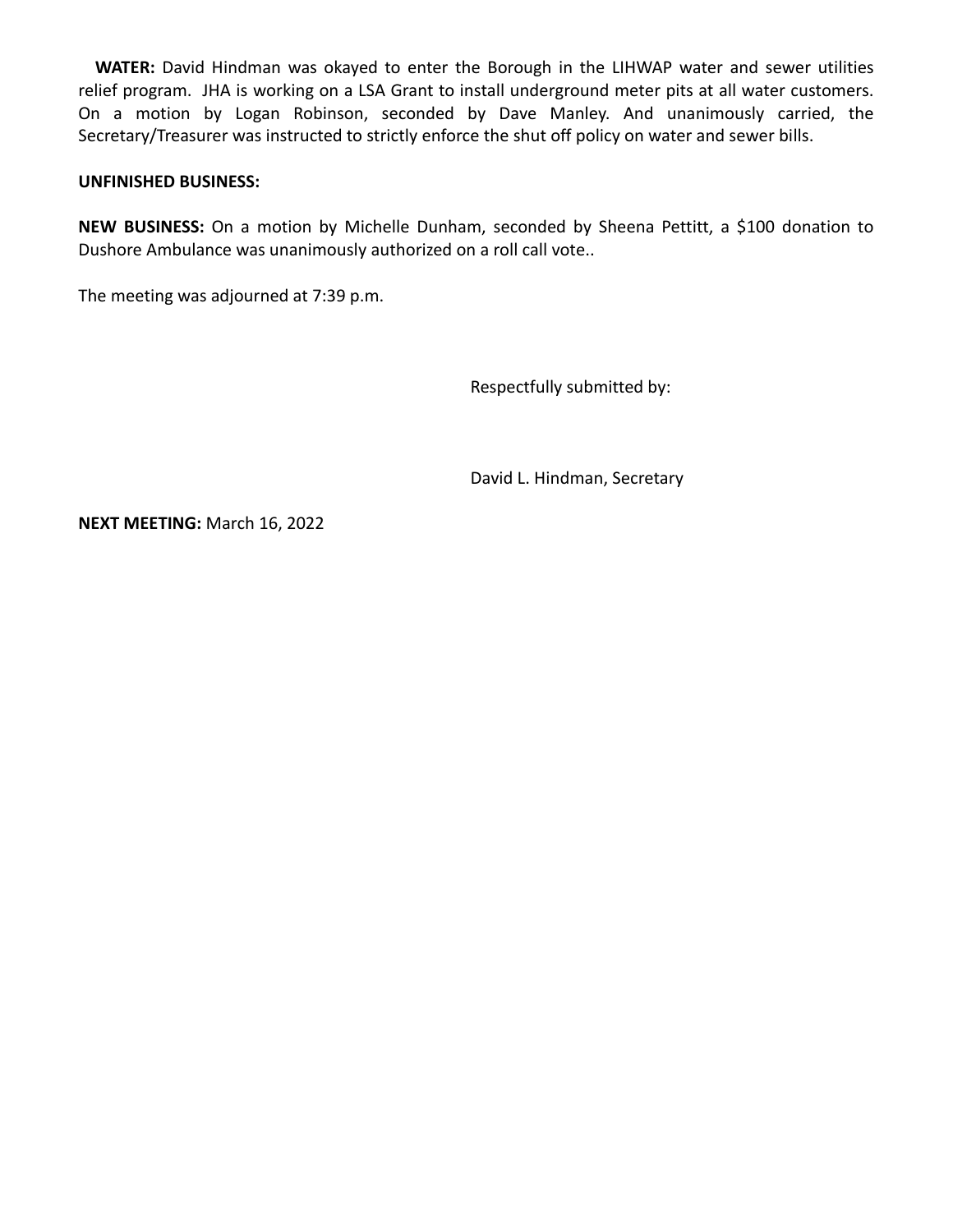**WATER:** David Hindman was okayed to enter the Borough in the LIHWAP water and sewer utilities relief program. JHA is working on a LSA Grant to install underground meter pits at all water customers. On a motion by Logan Robinson, seconded by Dave Manley. And unanimously carried, the Secretary/Treasurer was instructed to strictly enforce the shut off policy on water and sewer bills.

**UNFINISHED BUSINESS:**

**NEW BUSINESS:** On a motion by Michelle Dunham, seconded by Sheena Pettitt, a $100 donation to Dushore Ambulance was unanimously authorized on a roll call vote..

The meeting was adjourned at 7:39 p.m.

Respectfully submitted by:

David L. Hindman, Secretary

**NEXT MEETING:** March 16, 2022